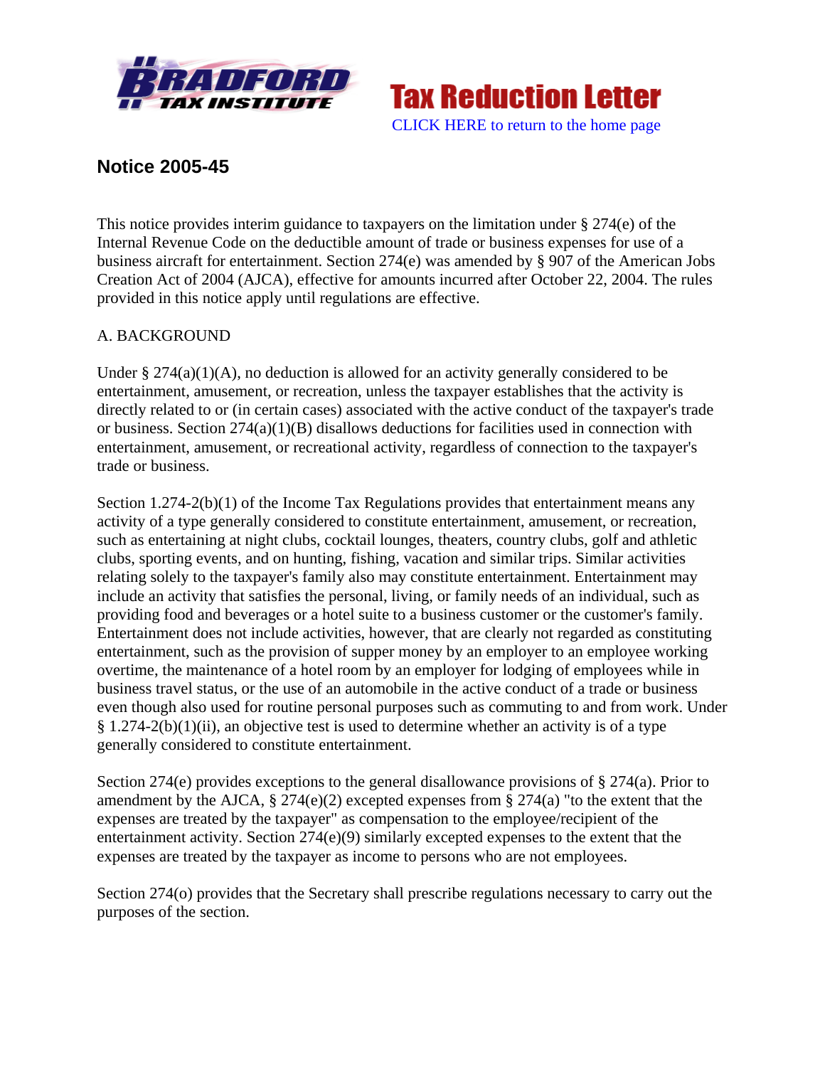# Notice 2005-45

This notice provides interim guidance to taxpayers on the limitation under § 274(e) of the Internal Revenue Code on the deductible amount of trade or business expenses for use of a business aircraft for entertainment. Section 274(e) was amended by § 907 of the American Jobs Creation Act of 2004 (AJCA), effective for amounts incurred after October 22, 2004. The rules provided in this notice apply until regulations are effective.

## A. BACKGROUND

Under § 274(a)(1)(A), no deduction is allowed for an activity generally considered to be entertainment, amusement, or recreation, unless the taxpayer establishes that the activity is directly related to or (in certain cases) associated with the active conduct of the taxpayer's trade or business. Section 274(a)(1)(B) disallows deductions for facilities used in connection with entertainment, amusement, or recreational activity, regardless of connection to the taxpayer's trade or business.

Section 1.274-2(b)(1) of the Income Tax Regulations provides that entertainment means any activity of a type generally considered to constitute entertainment, amusement, or recreation, such as entertaining at night clubs, cocktail lounges, theaters, country clubs, golf and athletic clubs, sporting events, and on hunting, fishing, vacation and similar trips. Similar activities relating solely to the taxpayer's family also may constitute entertainment. Entertainment may include an activity that satisfies the personal, living, or family needs of an individual, such as providing food and beverages or a hotel suite to a business customer or the customer's family. Entertainment does not include activities, however, that are clearly not regarded as constituting entertainment, such as the provision of supper money by an employer to an employee working overtime, the maintenance of a hotel room by an employer for lodging of employees while in business travel status, or the use of an automobile in the active conduct of a trade or business even though also used for routine personal purposes such as commuting to and from work. Under § 1.274-2(b)(1)(ii), an objective test is used to determine whether an activity is of a type generally considered to constitute entertainment.

Section 274(e) provides exceptions to the general disallowance provisions of § 274(a). Prior to amendment by the AJCA, § 274(e)(2) excepted expenses from § 274(a) "to the extent that the expenses are treated by the taxpayer" as compensation to the employee/recipient of the entertainment activity. Section 274(e)(9) similarly excepted expenses to the extent that the expenses are treated by the taxpayer as income to persons who are not employees.

Section 274(o) provides that the Secretary shall prescribe regulations necessary to carry out the purposes of the section.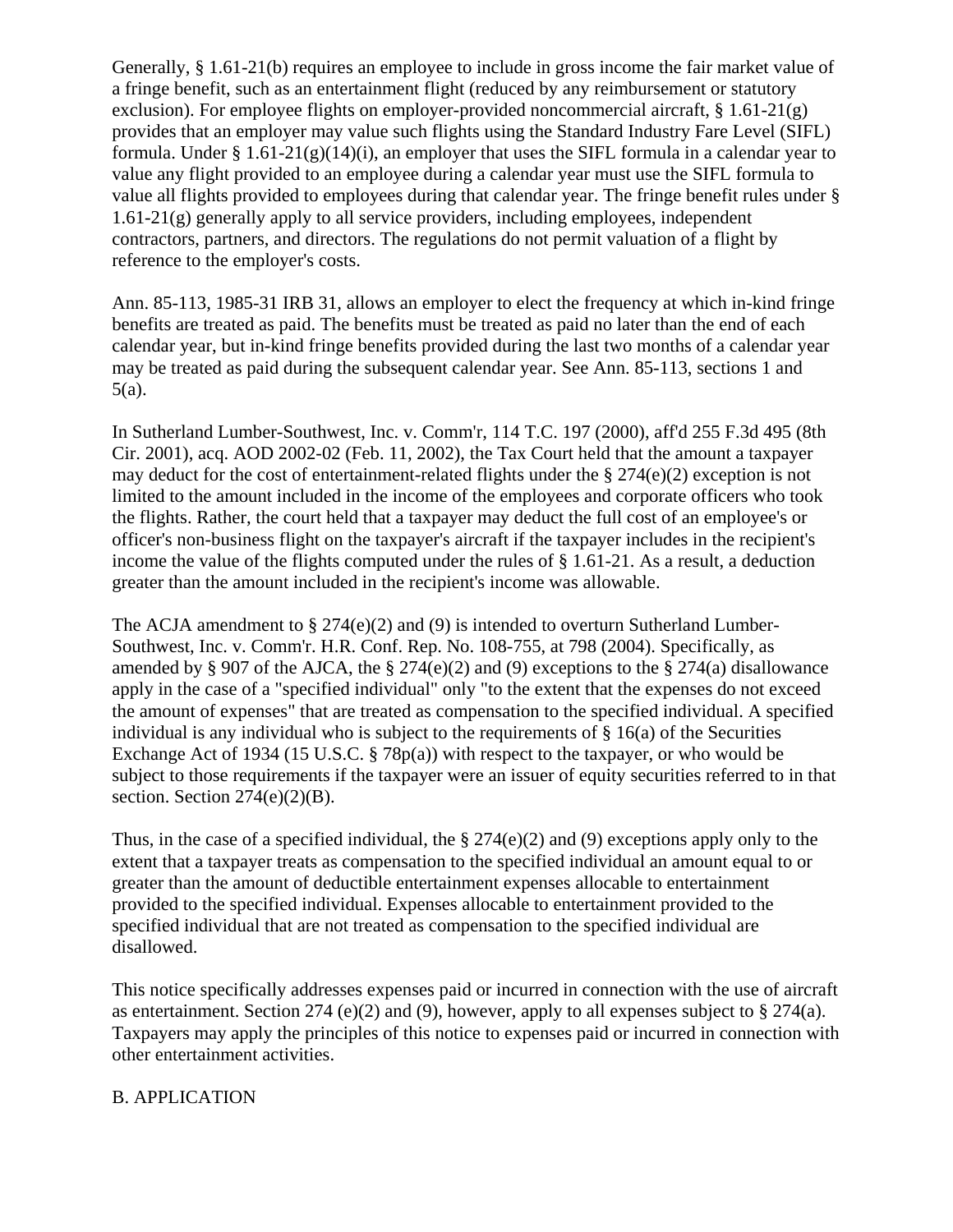Generally, § 1.61-21(b) requires an employee to include in gross income the fair market value of a fringe benefit, such as an entertainment flight (reduced by any reimbursement or statutory exclusion). For employee flights on employer-provided noncommercial aircraft, § 1.61-21(g) provides that an employer may value such flights using the Standard Industry Fare Level (SIFL) formula. Under § 1.61-21(g)(14)(i), an employer that uses the SIFL formula in a calendar year to value any flight provided to an employee during a calendar year must use the SIFL formula to value all flights provided to employees during that calendar year. The fringe benefit rules under § 1.61-21(g) generally apply to all service providers, including employees, independent contractors, partners, and directors. The regulations do not permit valuation of a flight by reference to the employer's costs.

Ann. 85-113, 1985-31 IRB 31, allows an employer to elect the frequency at which in-kind fringe benefits are treated as paid. The benefits must be treated as paid no later than the end of each calendar year, but in-kind fringe benefits provided during the last two months of a calendar year may be treated as paid during the subsequent calendar year. See Ann. 85-113, sections 1 and 5(a).

In Sutherland Lumber-Southwest, Inc. v. Comm'r, 114 T.C. 197 (2000), aff'd 255 F.3d 495 (8th Cir. 2001), acq. AOD 2002-02 (Feb. 11, 2002), the Tax Court held that the amount a taxpayer may deduct for the cost of entertainment-related flights under the § 274(e)(2) exception is not limited to the amount included in the income of the employees and corporate officers who took the flights. Rather, the court held that a taxpayer may deduct the full cost of an employee's or officer's non-business flight on the taxpayer's aircraft if the taxpayer includes in the recipient's income the value of the flights computed under the rules of § 1.61-21. As a result, a deduction greater than the amount included in the recipient's income was allowable.

The ACJA amendment to § 274(e)(2) and (9) is intended to overturn Sutherland Lumber-Southwest, Inc. v. Comm'r. H.R. Conf. Rep. No. 108-755, at 798 (2004). Specifically, as amended by § 907 of the AJCA, the § 274(e)(2) and (9) exceptions to the § 274(a) disallowance apply in the case of a "specified individual" only "to the extent that the expenses do not exceed the amount of expenses" that are treated as compensation to the specified individual. A specified individual is any individual who is subject to the requirements of § 16(a) of the Securities Exchange Act of 1934 (15 U.S.C. § 78p(a)) with respect to the taxpayer, or who would be subject to those requirements if the taxpayer were an issuer of equity securities referred to in that section. Section 274(e)(2)(B).

Thus, in the case of a specified individual, the § 274(e)(2) and (9) exceptions apply only to the extent that a taxpayer treats as compensation to the specified individual an amount equal to or greater than the amount of deductible entertainment expenses allocable to entertainment provided to the specified individual. Expenses allocable to entertainment provided to the specified individual that are not treated as compensation to the specified individual are disallowed.

This notice specifically addresses expenses paid or incurred in connection with the use of aircraft as entertainment. Section 274 (e)(2) and (9), however, apply to all expenses subject to § 274(a). Taxpayers may apply the principles of this notice to expenses paid or incurred in connection with other entertainment activities.

B. APPLICATION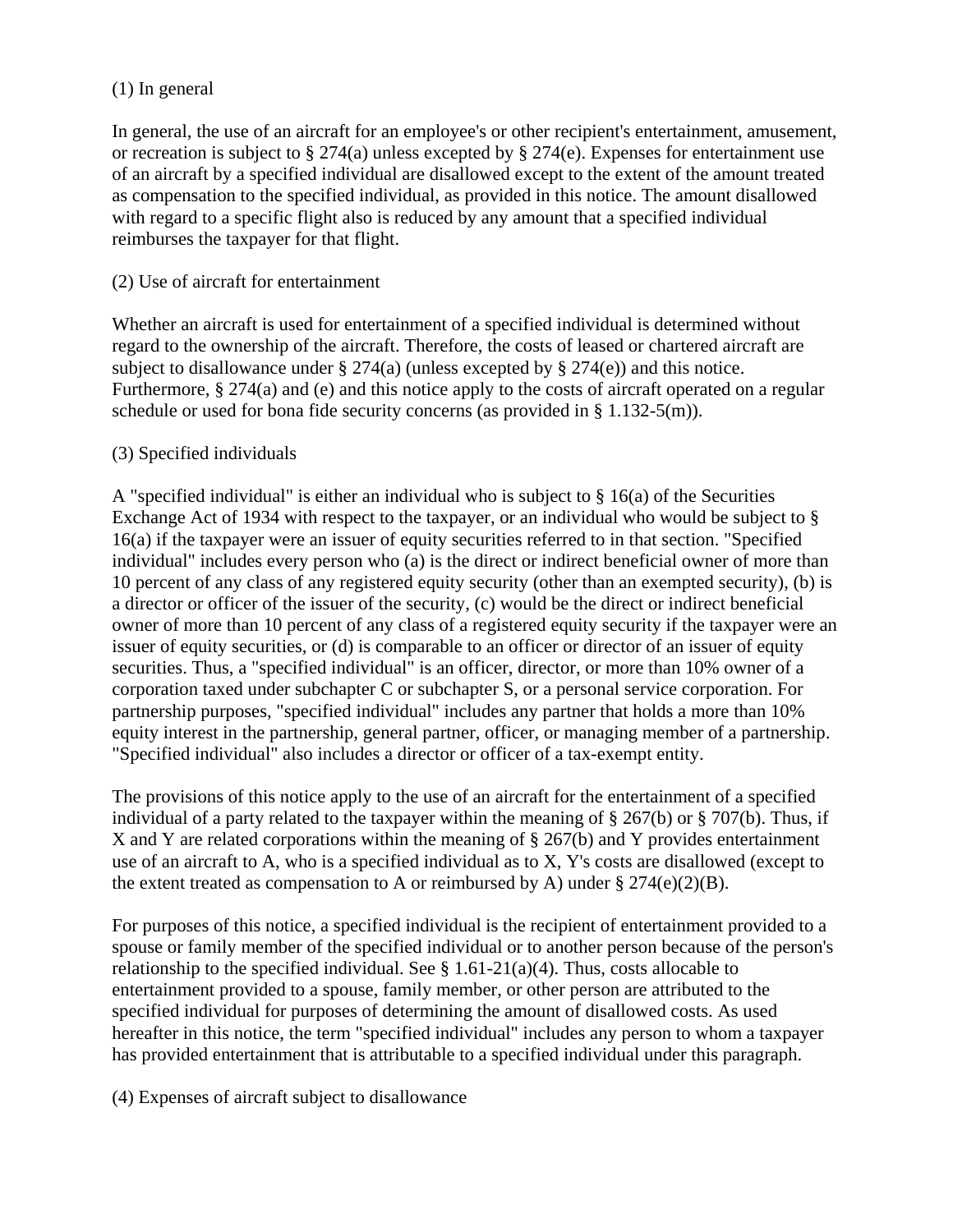(1) In general

In general, the use of an aircraft for an employee's or other recipient's entertainment, amusement, or recreation is subject to § 274(a) unless excepted by § 274(e). Expenses for entertainment use of an aircraft by a specified individual are disallowed except to the extent of the amount treated as compensation to the specified individual, as provided in this notice. The amount disallowed with regard to a specific flight also is reduced by any amount that a specified individual reimburses the taxpayer for that flight.

(2) Use of aircraft for entertainment

Whether an aircraft is used for entertainment of a specified individual is determined without regard to the ownership of the aircraft. Therefore, the costs of leased or chartered aircraft are subject to disallowance under § 274(a) (unless excepted by § 274(e)) and this notice. Furthermore, § 274(a) and (e) and this notice apply to the costs of aircraft operated on a regular schedule or used for bona fide security concerns (as provided in § 1.132-5(m)).

(3) Specified individuals

A "specified individual" is either an individual who is subject to § 16(a) of the Securities Exchange Act of 1934 with respect to the taxpayer, or an individual who would be subject to § 16(a) if the taxpayer were an issuer of equity securities referred to in that section. "Specified individual" includes every person who (a) is the direct or indirect beneficial owner of more than 10 percent of any class of any registered equity security (other than an exempted security), (b) is a director or officer of the issuer of the security, (c) would be the direct or indirect beneficial owner of more than 10 percent of any class of a registered equity security if the taxpayer were an issuer of equity securities, or (d) is comparable to an officer or director of an issuer of equity securities. Thus, a "specified individual" is an officer, director, or more than 10% owner of a corporation taxed under subchapter C or subchapter S, or a personal service corporation. For partnership purposes, "specified individual" includes any partner that holds a more than 10% equity interest in the partnership, general partner, officer, or managing member of a partnership. "Specified individual" also includes a director or officer of a tax-exempt entity.

The provisions of this notice apply to the use of an aircraft for the entertainment of a specified individual of a party related to the taxpayer within the meaning of § 267(b) or § 707(b). Thus, if X and Y are related corporations within the meaning of § 267(b) and Y provides entertainment use of an aircraft to A, who is a specified individual as to X, Y's costs are disallowed (except to the extent treated as compensation to A or reimbursed by A) under § 274(e)(2)(B).

For purposes of this notice, a specified individual is the recipient of entertainment provided to a spouse or family member of the specified individual or to another person because of the person's relationship to the specified individual. See § 1.61-21(a)(4). Thus, costs allocable to entertainment provided to a spouse, family member, or other person are attributed to the specified individual for purposes of determining the amount of disallowed costs. As used hereafter in this notice, the term "specified individual" includes any person to whom a taxpayer has provided entertainment that is attributable to a specified individual under this paragraph.

(4) Expenses of aircraft subject to disallowance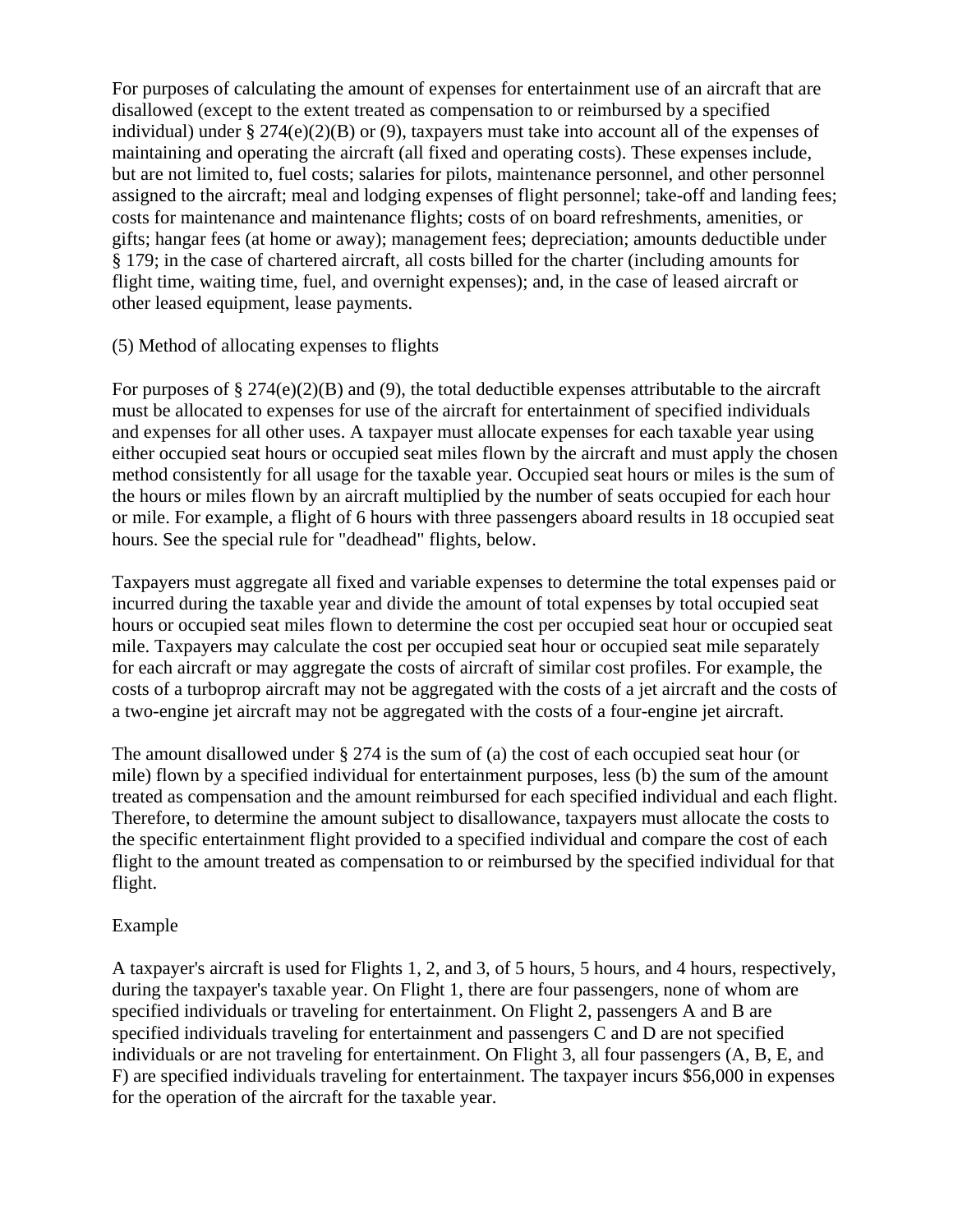For purposes of calculating the amount of expenses for entertainment use of an aircraft that are disallowed (except to the extent treated as compensation to or reimbursed by a specified individual) under § 274(e)(2)(B) or (9), taxpayers must take into account all of the expenses of maintaining and operating the aircraft (all fixed and operating costs). These expenses include, but are not limited to, fuel costs; salaries for pilots, maintenance personnel, and other personnel assigned to the aircraft; meal and lodging expenses of flight personnel; take-off and landing fees; costs for maintenance and maintenance flights; costs of on board refreshments, amenities, or gifts; hangar fees (at home or away); management fees; depreciation; amounts deductible under § 179; in the case of chartered aircraft, all costs billed for the charter (including amounts for flight time, waiting time, fuel, and overnight expenses); and, in the case of leased aircraft or other leased equipment, lease payments.

(5) Method of allocating expenses to flights

For purposes of § 274(e)(2)(B) and (9), the total deductible expenses attributable to the aircraft must be allocated to expenses for use of the aircraft for entertainment of specified individuals and expenses for all other uses. A taxpayer must allocate expenses for each taxable year using either occupied seat hours or occupied seat miles flown by the aircraft and must apply the chosen method consistently for all usage for the taxable year. Occupied seat hours or miles is the sum of the hours or miles flown by an aircraft multiplied by the number of seats occupied for each hour or mile. For example, a flight of 6 hours with three passengers aboard results in 18 occupied seat hours. See the special rule for "deadhead" flights, below.

Taxpayers must aggregate all fixed and variable expenses to determine the total expenses paid or incurred during the taxable year and divide the amount of total expenses by total occupied seat hours or occupied seat miles flown to determine the cost per occupied seat hour or occupied seat mile. Taxpayers may calculate the cost per occupied seat hour or occupied seat mile separately for each aircraft or may aggregate the costs of aircraft of similar cost profiles. For example, the costs of a turboprop aircraft may not be aggregated with the costs of a jet aircraft and the costs of a two-engine jet aircraft may not be aggregated with the costs of a four-engine jet aircraft.

The amount disallowed under § 274 is the sum of (a) the cost of each occupied seat hour (or mile) flown by a specified individual for entertainment purposes, less (b) the sum of the amount treated as compensation and the amount reimbursed for each specified individual and each flight. Therefore, to determine the amount subject to disallowance, taxpayers must allocate the costs to the specific entertainment flight provided to a specified individual and compare the cost of each flight to the amount treated as compensation to or reimbursed by the specified individual for that flight.

Example

A taxpayer's aircraft is used for Flights 1, 2, and 3, of 5 hours, 5 hours, and 4 hours, respectively, during the taxpayer's taxable year. On Flight 1, there are four passengers, none of whom are specified individuals or traveling for entertainment. On Flight 2, passengers A and B are specified individuals traveling for entertainment and passengers C and D are not specified individuals or are not traveling for entertainment. On Flight 3, all four passengers (A, B, E, and F) are specified individuals traveling for entertainment. The taxpayer incurs $56,000 in expenses for the operation of the aircraft for the taxable year.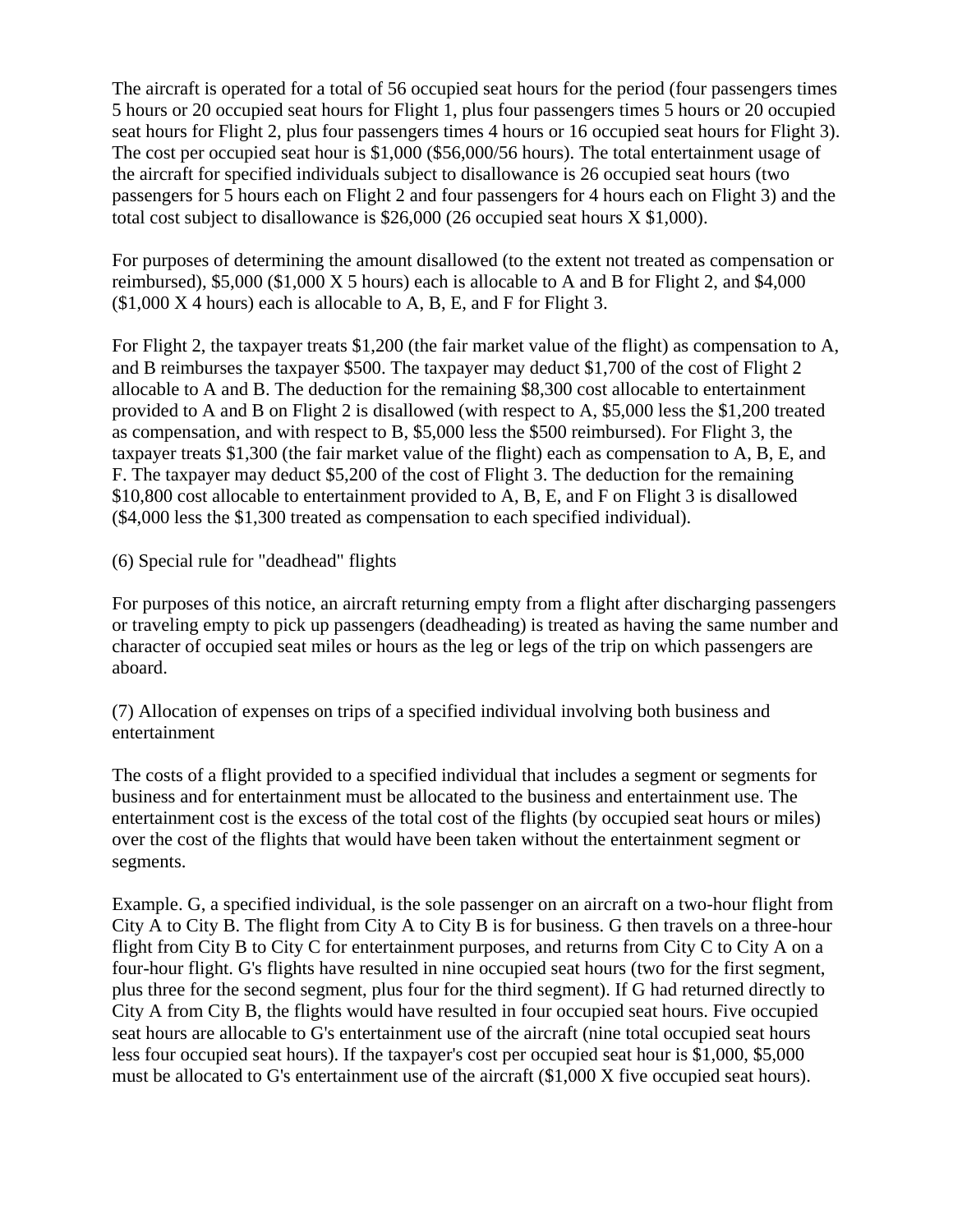The aircraft is operated for a total of 56 occupied seat hours for the period (four passengers times 5 hours or 20 occupied seat hours for Flight 1, plus four passengers times 5 hours or 20 occupied seat hours for Flight 2, plus four passengers times 4 hours or 16 occupied seat hours for Flight 3). The cost per occupied seat hour is $1,000 ($56,000/56 hours). The total entertainment usage of the aircraft for specified individuals subject to disallowance is 26 occupied seat hours (two passengers for 5 hours each on Flight 2 and four passengers for 4 hours each on Flight 3) and the total cost subject to disallowance is $26,000 (26 occupied seat hours X $1,000).

For purposes of determining the amount disallowed (to the extent not treated as compensation or reimbursed), $5,000 ($1,000 X 5 hours) each is allocable to A and B for Flight 2, and $4,000 ($1,000 X 4 hours) each is allocable to A, B, E, and F for Flight 3.

For Flight 2, the taxpayer treats $1,200 (the fair market value of the flight) as compensation to A, and B reimburses the taxpayer $500. The taxpayer may deduct $1,700 of the cost of Flight 2 allocable to A and B. The deduction for the remaining $8,300 cost allocable to entertainment provided to A and B on Flight 2 is disallowed (with respect to A, $5,000 less the $1,200 treated as compensation, and with respect to B, $5,000 less the $500 reimbursed). For Flight 3, the taxpayer treats $1,300 (the fair market value of the flight) each as compensation to A, B, E, and F. The taxpayer may deduct $5,200 of the cost of Flight 3. The deduction for the remaining $10,800 cost allocable to entertainment provided to A, B, E, and F on Flight 3 is disallowed ($4,000 less the $1,300 treated as compensation to each specified individual).

(6) Special rule for "deadhead" flights

For purposes of this notice, an aircraft returning empty from a flight after discharging passengers or traveling empty to pick up passengers (deadheading) is treated as having the same number and character of occupied seat miles or hours as the leg or legs of the trip on which passengers are aboard.

(7) Allocation of expenses on trips of a specified individual involving both business and entertainment

The costs of a flight provided to a specified individual that includes a segment or segments for business and for entertainment must be allocated to the business and entertainment use. The entertainment cost is the excess of the total cost of the flights (by occupied seat hours or miles) over the cost of the flights that would have been taken without the entertainment segment or segments.

Example. G, a specified individual, is the sole passenger on an aircraft on a two-hour flight from City A to City B. The flight from City A to City B is for business. G then travels on a three-hour flight from City B to City C for entertainment purposes, and returns from City C to City A on a four-hour flight. G's flights have resulted in nine occupied seat hours (two for the first segment, plus three for the second segment, plus four for the third segment). If G had returned directly to City A from City B, the flights would have resulted in four occupied seat hours. Five occupied seat hours are allocable to G's entertainment use of the aircraft (nine total occupied seat hours less four occupied seat hours). If the taxpayer's cost per occupied seat hour is $1,000, $5,000 must be allocated to G's entertainment use of the aircraft ($1,000 X five occupied seat hours).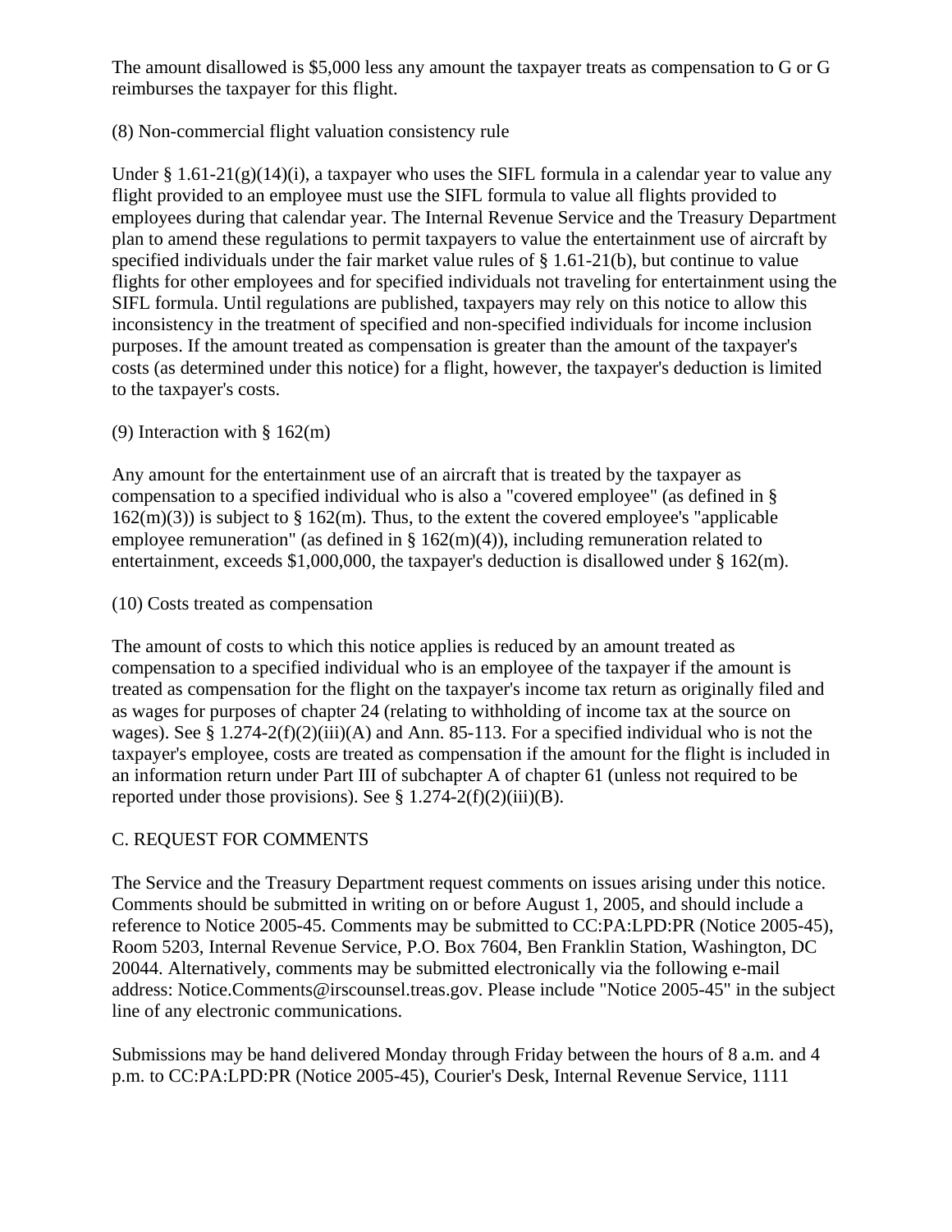The amount disallowed is $5,000 less any amount the taxpayer treats as compensation to G or G reimburses the taxpayer for this flight.

(8) Non-commercial flight valuation consistency rule

Under § 1.61-21(g)(14)(i), a taxpayer who uses the SIFL formula in a calendar year to value any flight provided to an employee must use the SIFL formula to value all flights provided to employees during that calendar year. The Internal Revenue Service and the Treasury Department plan to amend these regulations to permit taxpayers to value the entertainment use of aircraft by specified individuals under the fair market value rules of § 1.61-21(b), but continue to value flights for other employees and for specified individuals not traveling for entertainment using the SIFL formula. Until regulations are published, taxpayers may rely on this notice to allow this inconsistency in the treatment of specified and non-specified individuals for income inclusion purposes. If the amount treated as compensation is greater than the amount of the taxpayer's costs (as determined under this notice) for a flight, however, the taxpayer's deduction is limited to the taxpayer's costs.

(9) Interaction with § 162(m)

Any amount for the entertainment use of an aircraft that is treated by the taxpayer as compensation to a specified individual who is also a "covered employee" (as defined in § 162(m)(3)) is subject to § 162(m). Thus, to the extent the covered employee's "applicable employee remuneration" (as defined in § 162(m)(4)), including remuneration related to entertainment, exceeds $1,000,000, the taxpayer's deduction is disallowed under § 162(m).

(10) Costs treated as compensation

The amount of costs to which this notice applies is reduced by an amount treated as compensation to a specified individual who is an employee of the taxpayer if the amount is treated as compensation for the flight on the taxpayer's income tax return as originally filed and as wages for purposes of chapter 24 (relating to withholding of income tax at the source on wages). See § 1.274-2(f)(2)(iii)(A) and Ann. 85-113. For a specified individual who is not the taxpayer's employee, costs are treated as compensation if the amount for the flight is included in an information return under Part III of subchapter A of chapter 61 (unless not required to be reported under those provisions). See § 1.274-2(f)(2)(iii)(B).

C. REQUEST FOR COMMENTS

The Service and the Treasury Department request comments on issues arising under this notice. Comments should be submitted in writing on or before August 1, 2005, and should include a reference to Notice 2005-45. Comments may be submitted to CC:PA:LPD:PR (Notice 2005-45), Room 5203, Internal Revenue Service, P.O. Box 7604, Ben Franklin Station, Washington, DC 20044. Alternatively, comments may be submitted electronically via the following e-mail address: Notice.Comments@irscounsel.treas.gov. Please include "Notice 2005-45" in the subject line of any electronic communications.

Submissions may be hand delivered Monday through Friday between the hours of 8 a.m. and 4 p.m. to CC:PA:LPD:PR (Notice 2005-45), Courier's Desk, Internal Revenue Service, 1111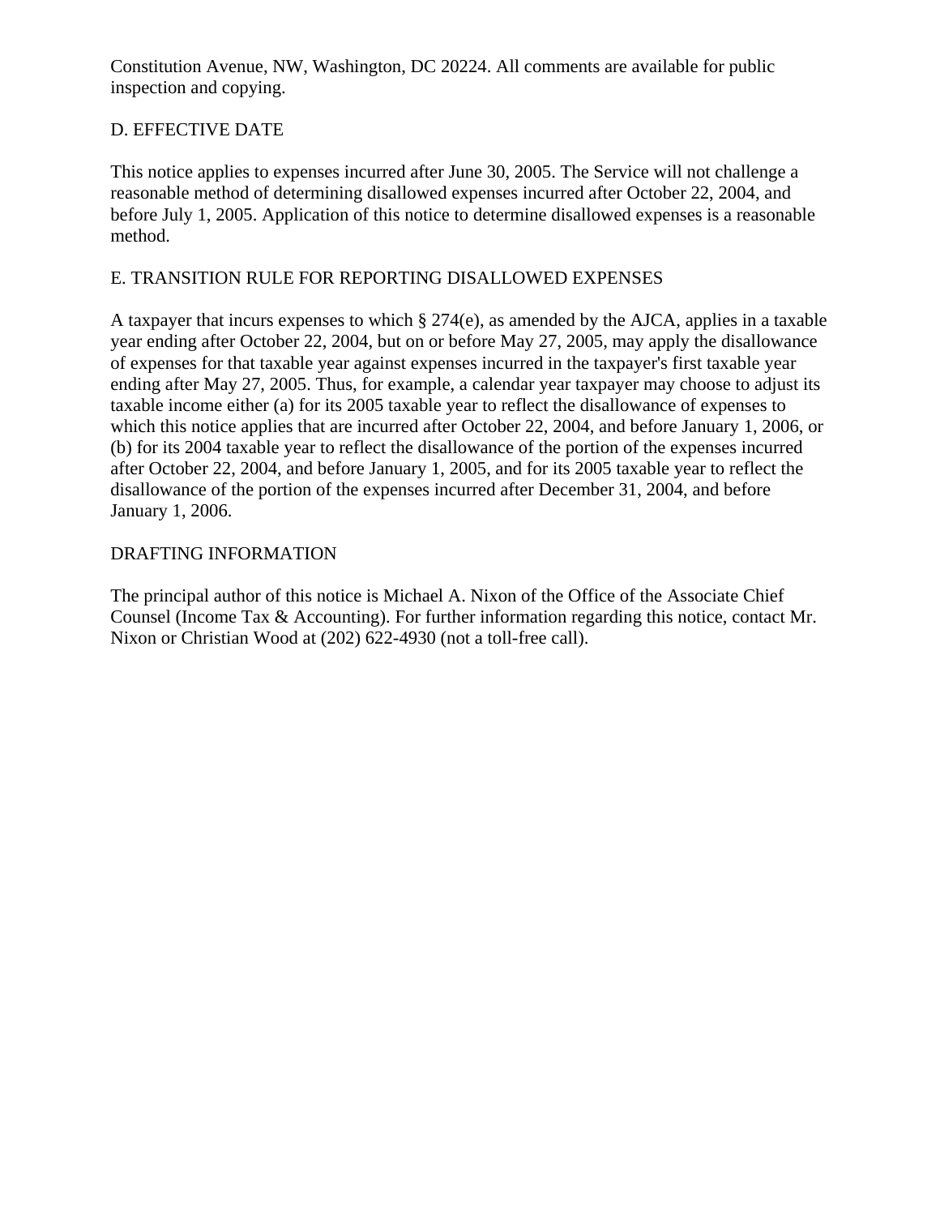Constitution Avenue, NW, Washington, DC 20224. All comments are available for public inspection and copying.

## D. EFFECTIVE DATE

This notice applies to expenses incurred after June 30, 2005. The Service will not challenge a reasonable method of determining disallowed expenses incurred after October 22, 2004, and before July 1, 2005. Application of this notice to determine disallowed expenses is a reasonable method.

## E. TRANSITION RULE FOR REPORTING DISALLOWED EXPENSES

A taxpayer that incurs expenses to which § 274(e), as amended by the AJCA, applies in a taxable year ending after October 22, 2004, but on or before May 27, 2005, may apply the disallowance of expenses for that taxable year against expenses incurred in the taxpayer's first taxable year ending after May 27, 2005. Thus, for example, a calendar year taxpayer may choose to adjust its taxable income either (a) for its 2005 taxable year to reflect the disallowance of expenses to which this notice applies that are incurred after October 22, 2004, and before January 1, 2006, or (b) for its 2004 taxable year to reflect the disallowance of the portion of the expenses incurred after October 22, 2004, and before January 1, 2005, and for its 2005 taxable year to reflect the disallowance of the portion of the expenses incurred after December 31, 2004, and before January 1, 2006.

## DRAFTING INFORMATION

The principal author of this notice is Michael A. Nixon of the Office of the Associate Chief Counsel (Income Tax & Accounting). For further information regarding this notice, contact Mr. Nixon or Christian Wood at (202) 622-4930 (not a toll-free call).